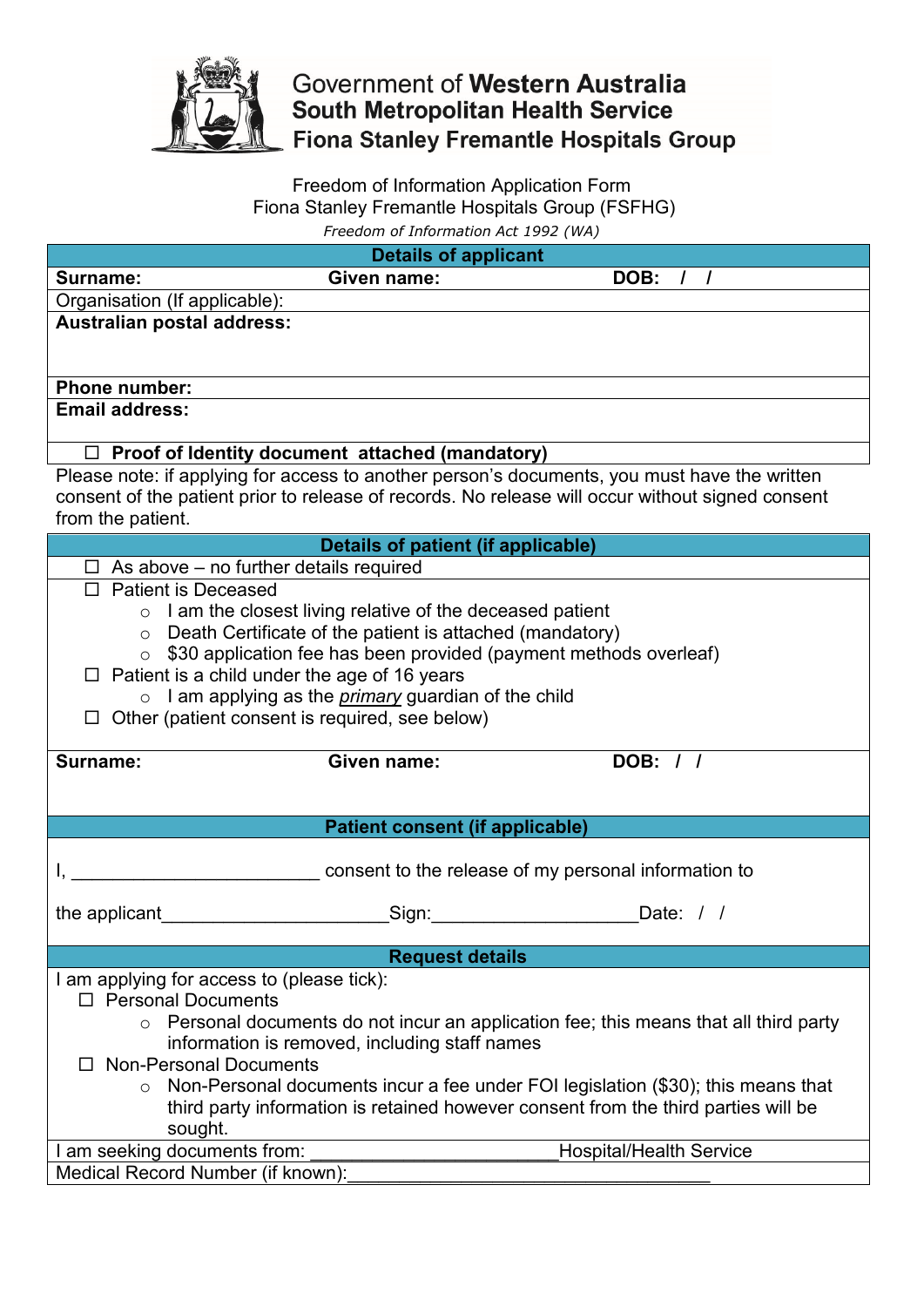Government of **Western Australia**
**South Metropolitan Health Service**
**Fiona Stanley Fremantle Hospitals Group**

Freedom of Information Application Form
Fiona Stanley Fremantle Hospitals Group (FSFHG)
*Freedom of Information Act 1992 (WA)*

## Details of applicant

**Surname:** **Given name:** **DOB: / /**

Organisation (If applicable):

**Australian postal address:**

**Phone number:**

**Email address:**

☐ **Proof of Identity document attached (mandatory)**

Please note: if applying for access to another person's documents, you must have the written consent of the patient prior to release of records. No release will occur without signed consent from the patient.

## Details of patient (if applicable)

☐ As above – no further details required

☐ Patient is Deceased
- I am the closest living relative of the deceased patient
- Death Certificate of the patient is attached (mandatory)
- $30 application fee has been provided (payment methods overleaf)

☐ Patient is a child under the age of 16 years
- I am applying as the *primary* guardian of the child

☐ Other (patient consent is required, see below)

**Surname:** **Given name:** **DOB: / /**

## Patient consent (if applicable)

I, ________________________ consent to the release of my personal information to

the applicant______________________Sign:____________________Date: / /

## Request details

I am applying for access to (please tick):

☐ Personal Documents
- Personal documents do not incur an application fee; this means that all third party information is removed, including staff names

☐ Non-Personal Documents
- Non-Personal documents incur a fee under FOI legislation ($30); this means that third party information is retained however consent from the third parties will be sought.

I am seeking documents from: _______________________Hospital/Health Service

Medical Record Number (if known):____________________________________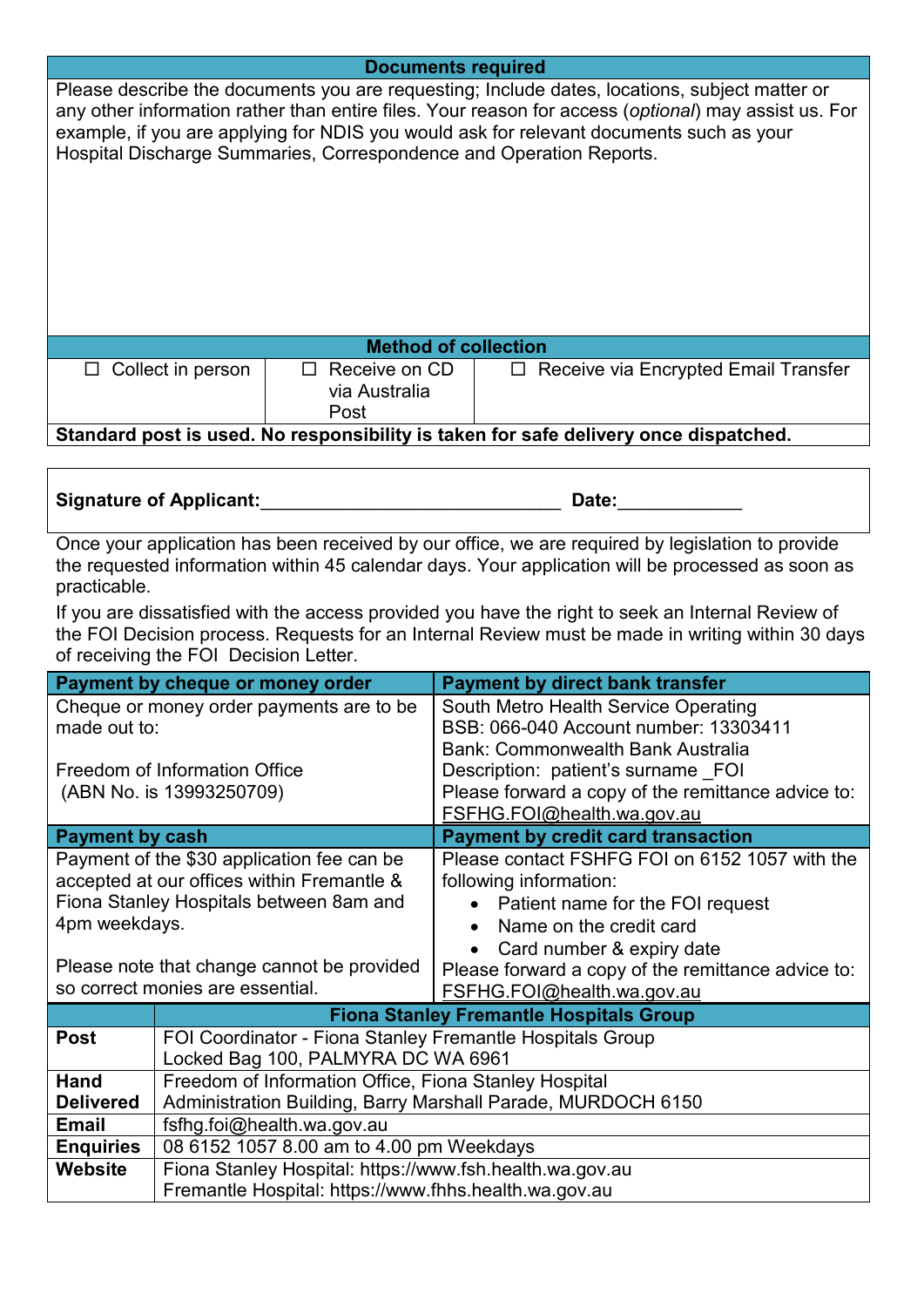## Documents required

Please describe the documents you are requesting; Include dates, locations, subject matter or any other information rather than entire files. Your reason for access (*optional*) may assist us. For example, if you are applying for NDIS you would ask for relevant documents such as your Hospital Discharge Summaries, Correspondence and Operation Reports.

## Method of collection

| | | |
|---|---|---|
| ☐ Collect in person | ☐ Receive on CD via Australia Post | ☐ Receive via Encrypted Email Transfer |

**Standard post is used. No responsibility is taken for safe delivery once dispatched.**

**Signature of Applicant:**_____________________________ **Date:**____________

Once your application has been received by our office, we are required by legislation to provide the requested information within 45 calendar days. Your application will be processed as soon as practicable.

If you are dissatisfied with the access provided you have the right to seek an Internal Review of the FOI Decision process. Requests for an Internal Review must be made in writing within 30 days of receiving the FOI Decision Letter.

| **Payment by cheque or money order** | **Payment by direct bank transfer** |
|---|---|
| Cheque or money order payments are to be made out to:<br><br>Freedom of Information Office<br>(ABN No. is 13993250709) | South Metro Health Service Operating<br>BSB: 066-040 Account number: 13303411<br>Bank: Commonwealth Bank Australia<br>Description: patient's surname _FOI<br>Please forward a copy of the remittance advice to: FSFHG.FOI@health.wa.gov.au |
| **Payment by cash** | **Payment by credit card transaction** |
| Payment of the $30 application fee can be accepted at our offices within Fremantle & Fiona Stanley Hospitals between 8am and 4pm weekdays.<br><br>Please note that change cannot be provided so correct monies are essential. | Please contact FSHFG FOI on 6152 1057 with the following information:<br>• Patient name for the FOI request<br>• Name on the credit card<br>• Card number & expiry date<br>Please forward a copy of the remittance advice to: FSFHG.FOI@health.wa.gov.au |

| | **Fiona Stanley Fremantle Hospitals Group** |
|---|---|
| **Post** | FOI Coordinator - Fiona Stanley Fremantle Hospitals Group<br>Locked Bag 100, PALMYRA DC WA 6961 |
| **Hand Delivered** | Freedom of Information Office, Fiona Stanley Hospital<br>Administration Building, Barry Marshall Parade, MURDOCH 6150 |
| **Email** | fsfhg.foi@health.wa.gov.au |
| **Enquiries** | 08 6152 1057 8.00 am to 4.00 pm Weekdays |
| **Website** | Fiona Stanley Hospital: https://www.fsh.health.wa.gov.au<br>Fremantle Hospital: https://www.fhhs.health.wa.gov.au |